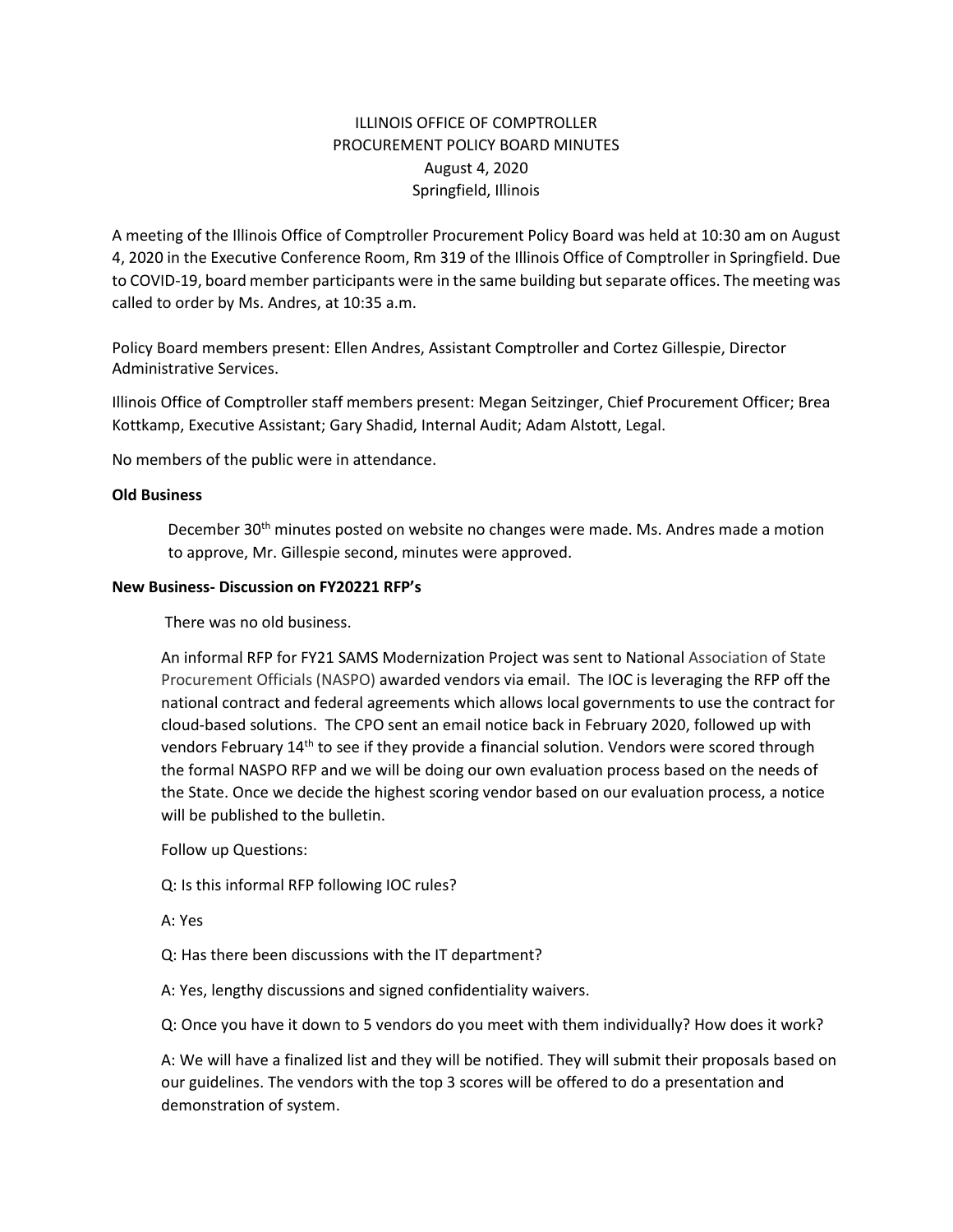# ILLINOIS OFFICE OF COMPTROLLER
## PROCUREMENT POLICY BOARD MINUTES
### August 4, 2020
### Springfield, Illinois

A meeting of the Illinois Office of Comptroller Procurement Policy Board was held at 10:30 am on August 4, 2020 in the Executive Conference Room, Rm 319 of the Illinois Office of Comptroller in Springfield. Due to COVID-19, board member participants were in the same building but separate offices. The meeting was called to order by Ms. Andres, at 10:35 a.m.

Policy Board members present: Ellen Andres, Assistant Comptroller and Cortez Gillespie, Director Administrative Services.

Illinois Office of Comptroller staff members present: Megan Seitzinger, Chief Procurement Officer; Brea Kottkamp, Executive Assistant; Gary Shadid, Internal Audit; Adam Alstott, Legal.

No members of the public were in attendance.

**Old Business**

December 30th minutes posted on website no changes were made. Ms. Andres made a motion to approve, Mr. Gillespie second, minutes were approved.

**New Business- Discussion on FY20221 RFP's**

There was no old business.

An informal RFP for FY21 SAMS Modernization Project was sent to National Association of State Procurement Officials (NASPO) awarded vendors via email. The IOC is leveraging the RFP off the national contract and federal agreements which allows local governments to use the contract for cloud-based solutions. The CPO sent an email notice back in February 2020, followed up with vendors February 14th to see if they provide a financial solution. Vendors were scored through the formal NASPO RFP and we will be doing our own evaluation process based on the needs of the State. Once we decide the highest scoring vendor based on our evaluation process, a notice will be published to the bulletin.

Follow up Questions:

Q: Is this informal RFP following IOC rules?

A: Yes

Q: Has there been discussions with the IT department?

A: Yes, lengthy discussions and signed confidentiality waivers.

Q: Once you have it down to 5 vendors do you meet with them individually? How does it work?

A: We will have a finalized list and they will be notified. They will submit their proposals based on our guidelines. The vendors with the top 3 scores will be offered to do a presentation and demonstration of system.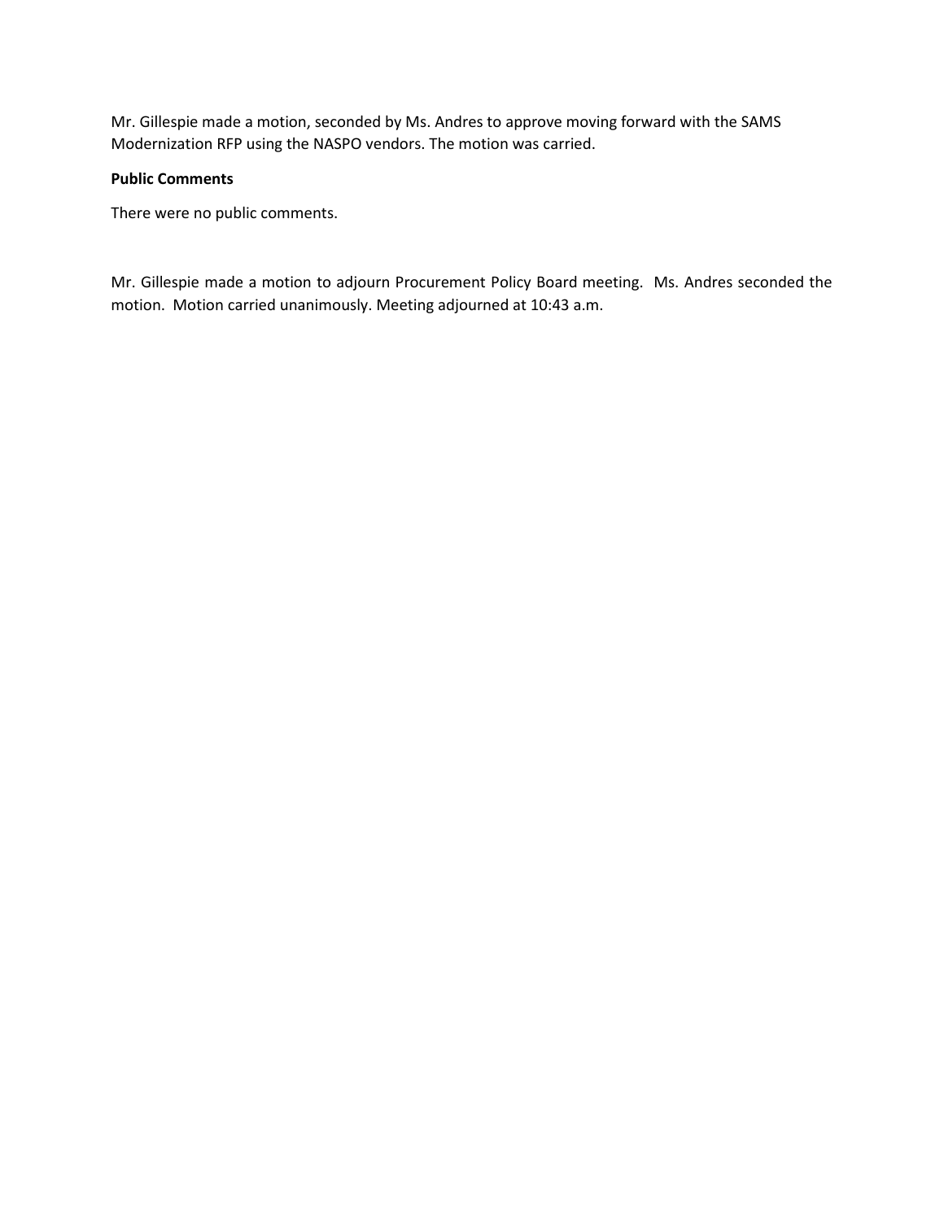Mr. Gillespie made a motion, seconded by Ms. Andres to approve moving forward with the SAMS Modernization RFP using the NASPO vendors. The motion was carried.

**Public Comments**

There were no public comments.

Mr. Gillespie made a motion to adjourn Procurement Policy Board meeting. Ms. Andres seconded the motion. Motion carried unanimously. Meeting adjourned at 10:43 a.m.